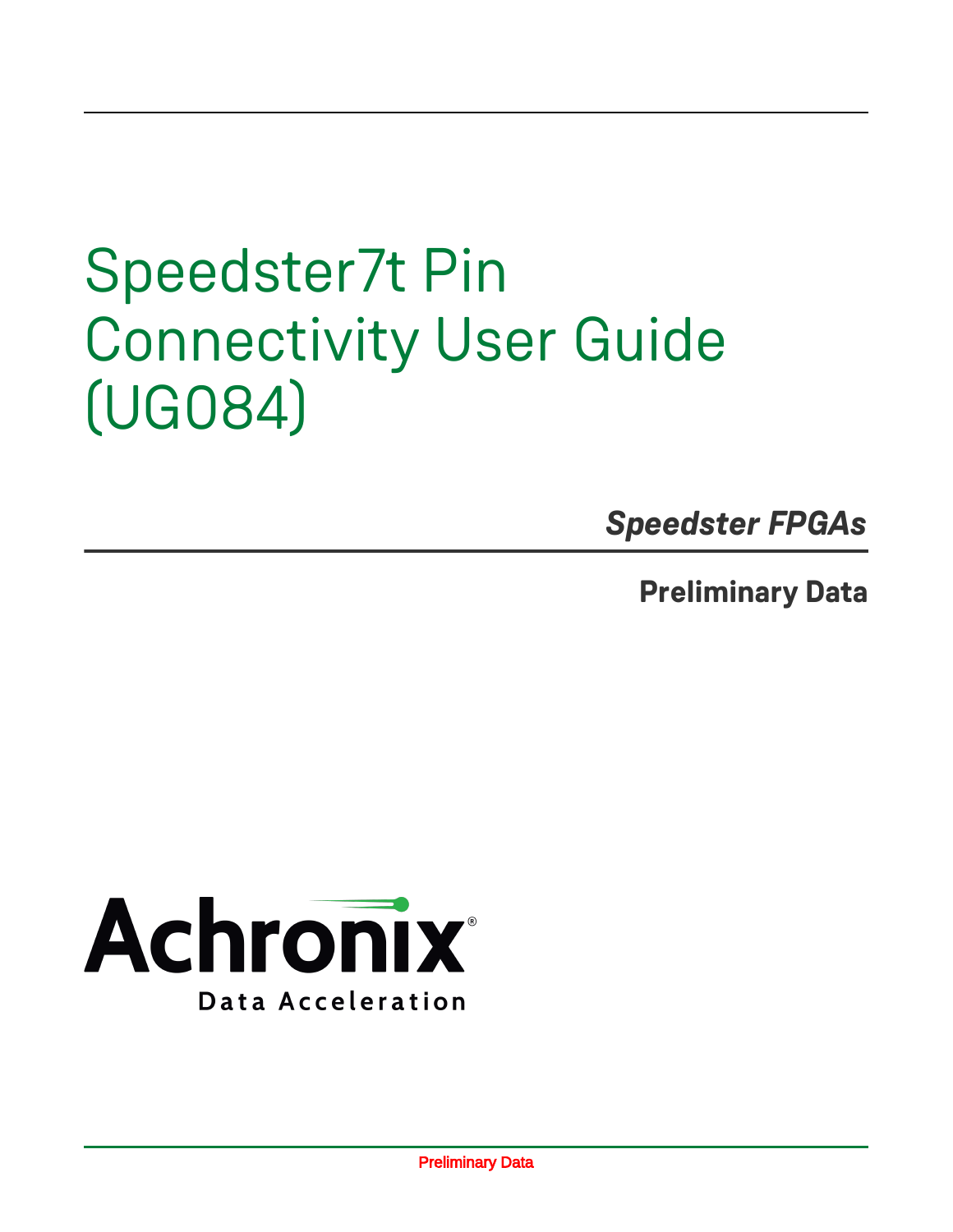# Speedster7t Pin Connectivity User Guide (UG084)

***Speedster FPGAs***

**Preliminary Data**

Achronix®

Data Acceleration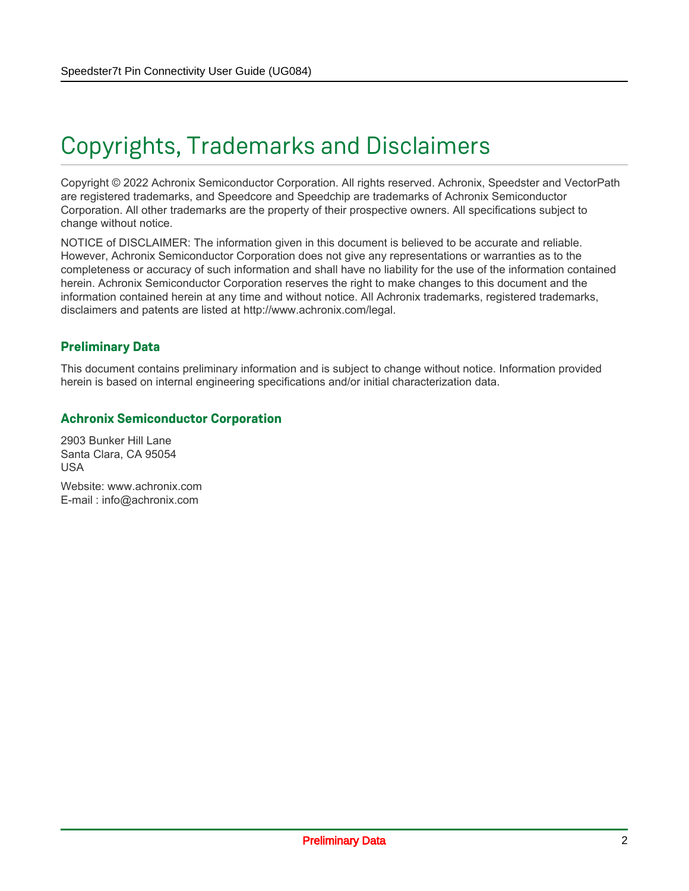# Copyrights, Trademarks and Disclaimers

Copyright © 2022 Achronix Semiconductor Corporation. All rights reserved. Achronix, Speedster and VectorPath are registered trademarks, and Speedcore and Speedchip are trademarks of Achronix Semiconductor Corporation. All other trademarks are the property of their prospective owners. All specifications subject to change without notice.

NOTICE of DISCLAIMER: The information given in this document is believed to be accurate and reliable. However, Achronix Semiconductor Corporation does not give any representations or warranties as to the completeness or accuracy of such information and shall have no liability for the use of the information contained herein. Achronix Semiconductor Corporation reserves the right to make changes to this document and the information contained herein at any time and without notice. All Achronix trademarks, registered trademarks, disclaimers and patents are listed at http://www.achronix.com/legal.

### Preliminary Data

This document contains preliminary information and is subject to change without notice. Information provided herein is based on internal engineering specifications and/or initial characterization data.

### Achronix Semiconductor Corporation

2903 Bunker Hill Lane
Santa Clara, CA 95054
USA

Website: www.achronix.com
E-mail : info@achronix.com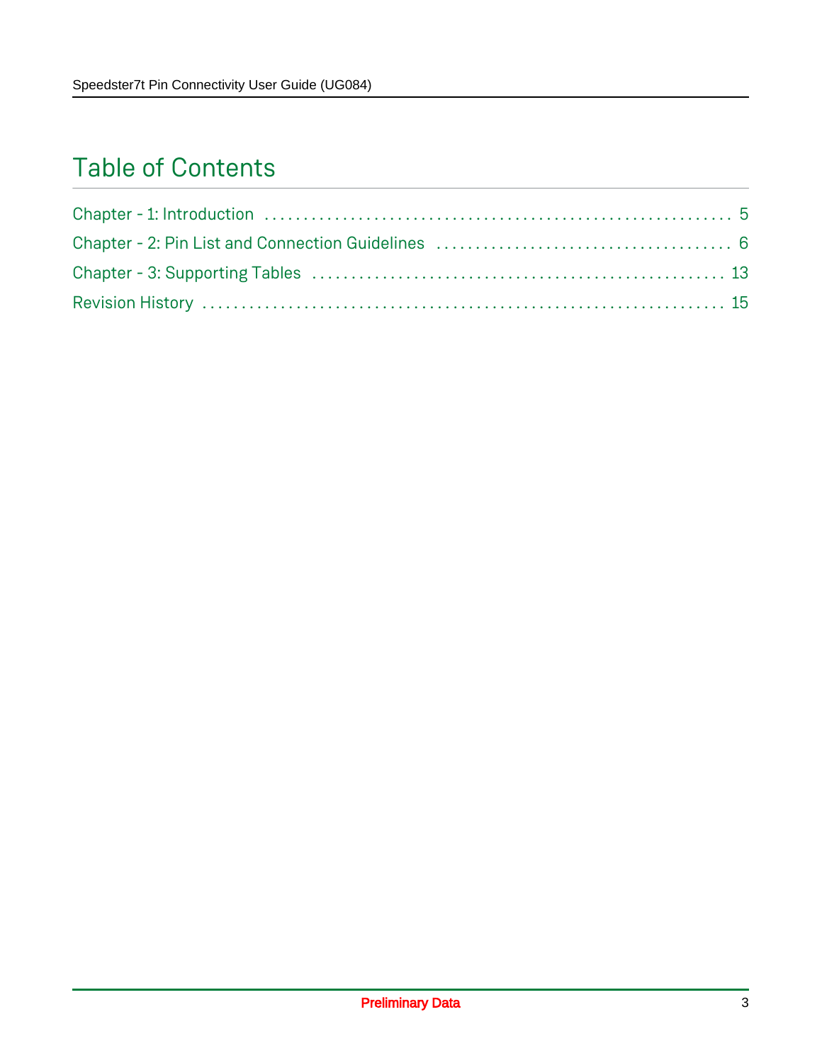# Table of Contents

Chapter - 1: Introduction . . . . . . . . . . . . . . . . . . . . . . . . . . . . . . . . . . . . . . . . . . . . . . . . . . . . . . . . . . . . . 5

Chapter - 2: Pin List and Connection Guidelines . . . . . . . . . . . . . . . . . . . . . . . . . . . . . . . . . . . . . . 6

Chapter - 3: Supporting Tables . . . . . . . . . . . . . . . . . . . . . . . . . . . . . . . . . . . . . . . . . . . . . . . . . . . . . 13

Revision History . . . . . . . . . . . . . . . . . . . . . . . . . . . . . . . . . . . . . . . . . . . . . . . . . . . . . . . . . . . . . . . . . 15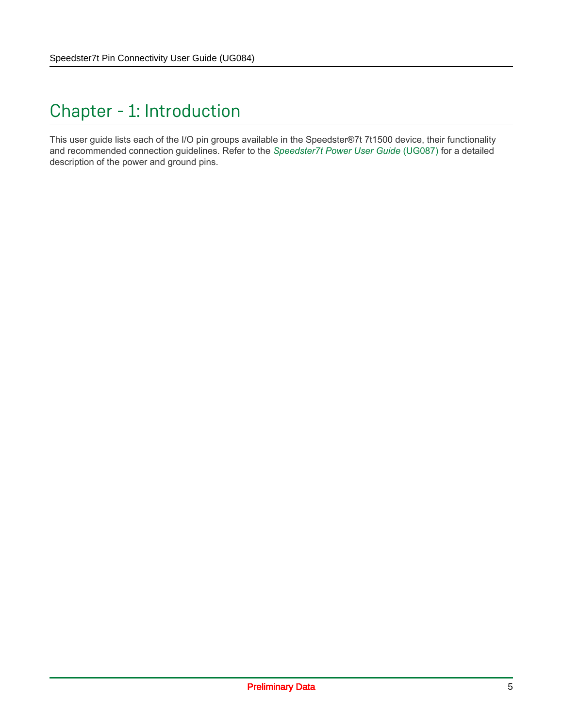# Chapter - 1: Introduction

This user guide lists each of the I/O pin groups available in the Speedster®7t 7t1500 device, their functionality and recommended connection guidelines. Refer to the *Speedster7t Power User Guide* (UG087) for a detailed description of the power and ground pins.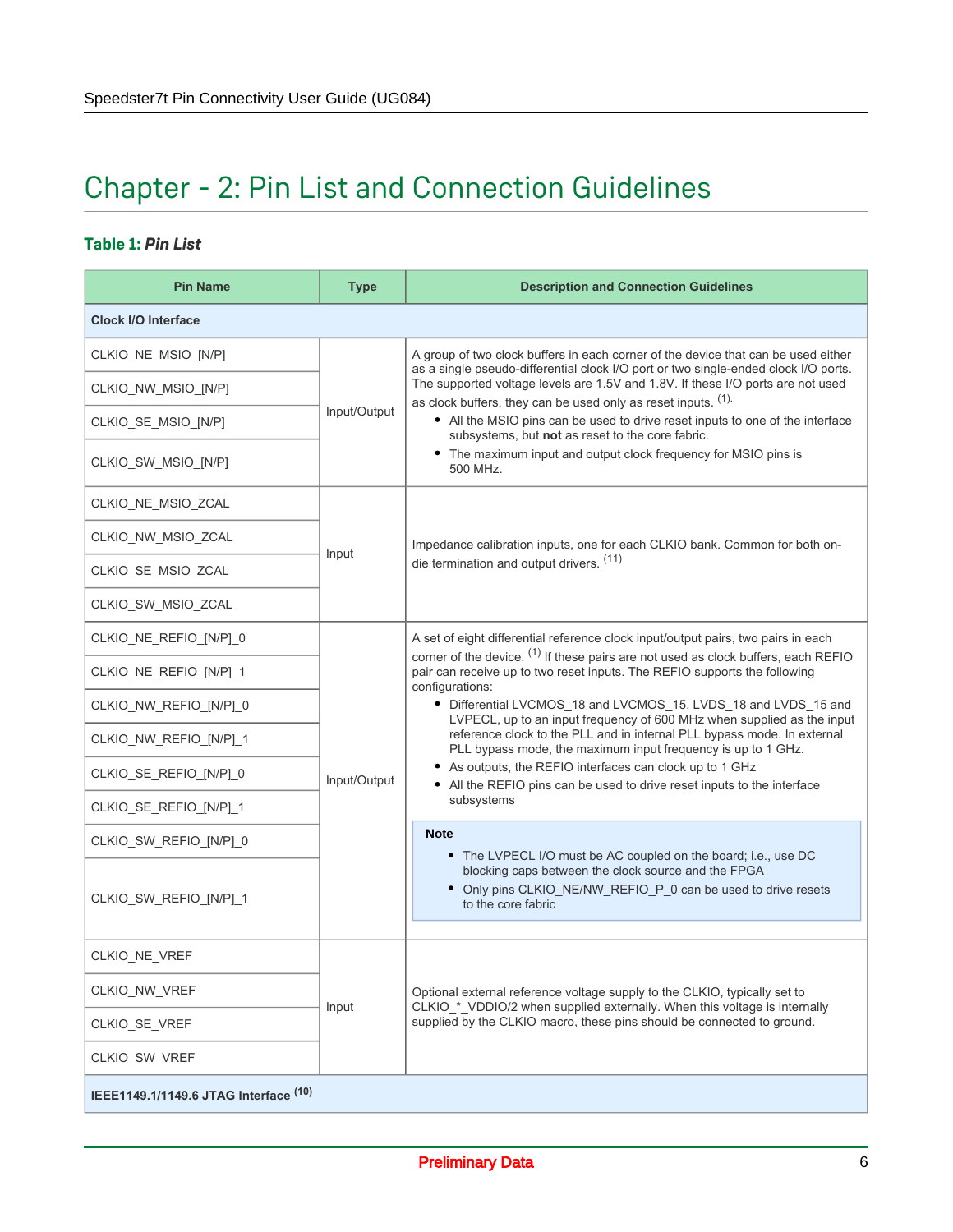# Chapter - 2: Pin List and Connection Guidelines

**Table 1:** ***Pin List***

| Pin Name | Type | Description and Connection Guidelines |
|---|---|---|
| **Clock I/O Interface** | | |
| CLKIO_NE_MSIO_[N/P]<br>CLKIO_NW_MSIO_[N/P]<br>CLKIO_SE_MSIO_[N/P]<br>CLKIO_SW_MSIO_[N/P] | Input/Output | A group of two clock buffers in each corner of the device that can be used either as a single pseudo-differential clock I/O port or two single-ended clock I/O ports. The supported voltage levels are 1.5V and 1.8V. If these I/O ports are not used as clock buffers, they can be used only as reset inputs. [(1).]<br>• All the MSIO pins can be used to drive reset inputs to one of the interface subsystems, but **not** as reset to the core fabric.<br>• The maximum input and output clock frequency for MSIO pins is 500 MHz. |
| CLKIO_NE_MSIO_ZCAL<br>CLKIO_NW_MSIO_ZCAL<br>CLKIO_SE_MSIO_ZCAL<br>CLKIO_SW_MSIO_ZCAL | Input | Impedance calibration inputs, one for each CLKIO bank. Common for both on-die termination and output drivers. [(11)] |
| CLKIO_NE_REFIO_[N/P]_0<br>CLKIO_NE_REFIO_[N/P]_1<br>CLKIO_NW_REFIO_[N/P]_0<br>CLKIO_NW_REFIO_[N/P]_1<br>CLKIO_SE_REFIO_[N/P]_0<br>CLKIO_SE_REFIO_[N/P]_1<br>CLKIO_SW_REFIO_[N/P]_0<br>CLKIO_SW_REFIO_[N/P]_1 | Input/Output | A set of eight differential reference clock input/output pairs, two pairs in each corner of the device. [(1)] If these pairs are not used as clock buffers, each REFIO pair can receive up to two reset inputs. The REFIO supports the following configurations:<br>• Differential LVCMOS_18 and LVCMOS_15, LVDS_18 and LVDS_15 and LVPECL, up to an input frequency of 600 MHz when supplied as the input reference clock to the PLL and in internal PLL bypass mode. In external PLL bypass mode, the maximum input frequency is up to 1 GHz.<br>• As outputs, the REFIO interfaces can clock up to 1 GHz<br>• All the REFIO pins can be used to drive reset inputs to the interface subsystems<br><br>**Note**<br>• The LVPECL I/O must be AC coupled on the board; i.e., use DC blocking caps between the clock source and the FPGA<br>• Only pins CLKIO_NE/NW_REFIO_P_0 can be used to drive resets to the core fabric |
| CLKIO_NE_VREF<br>CLKIO_NW_VREF<br>CLKIO_SE_VREF<br>CLKIO_SW_VREF | Input | Optional external reference voltage supply to the CLKIO, typically set to CLKIO_*_VDDIO/2 when supplied externally. When this voltage is internally supplied by the CLKIO macro, these pins should be connected to ground. |
| **IEEE1149.1/1149.6 JTAG Interface [(10)]** | | |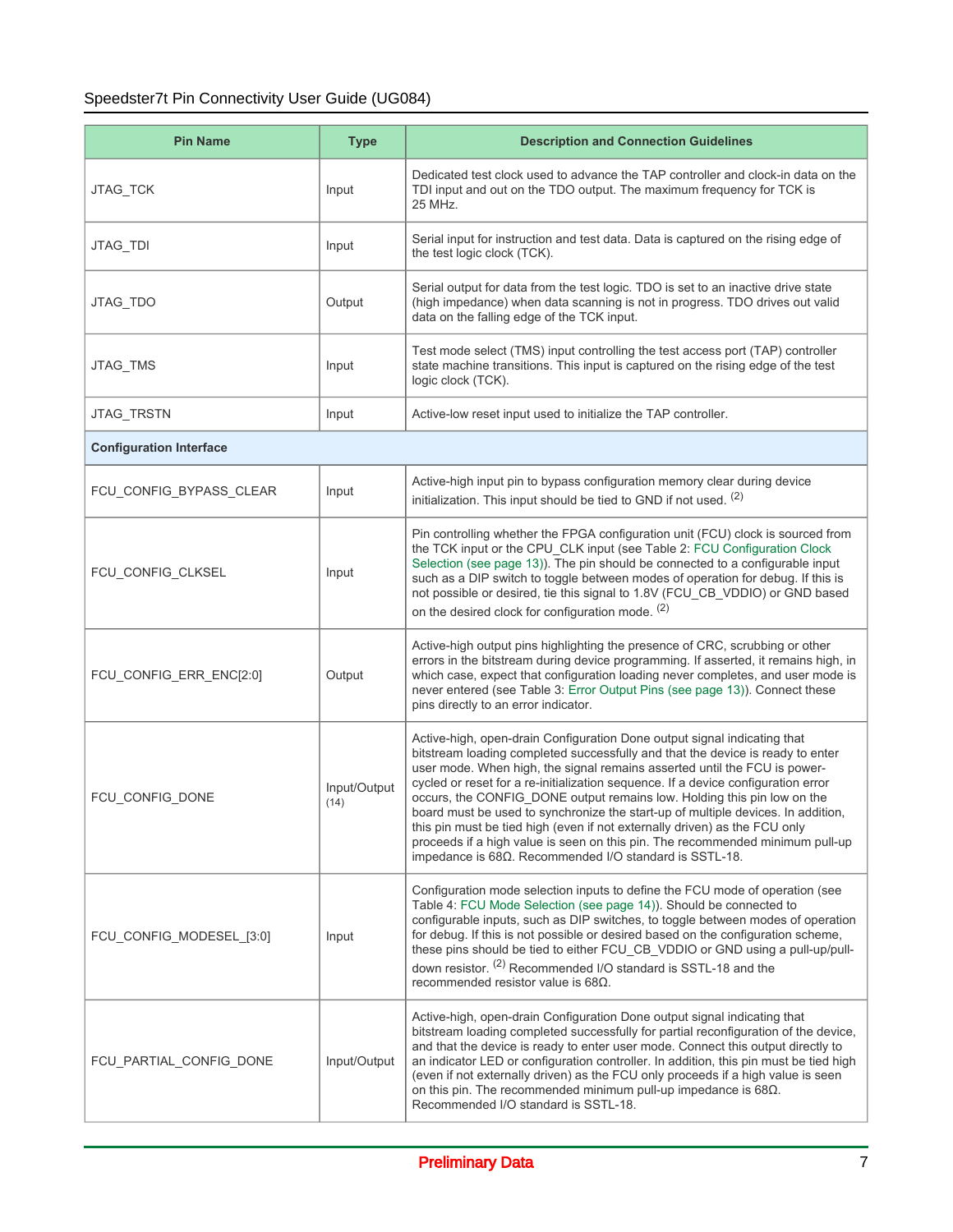| Pin Name | Type | Description and Connection Guidelines |
|---|---|---|
| JTAG_TCK | Input | Dedicated test clock used to advance the TAP controller and clock-in data on the TDI input and out on the TDO output. The maximum frequency for TCK is 25 MHz. |
| JTAG_TDI | Input | Serial input for instruction and test data. Data is captured on the rising edge of the test logic clock (TCK). |
| JTAG_TDO | Output | Serial output for data from the test logic. TDO is set to an inactive drive state (high impedance) when data scanning is not in progress. TDO drives out valid data on the falling edge of the TCK input. |
| JTAG_TMS | Input | Test mode select (TMS) input controlling the test access port (TAP) controller state machine transitions. This input is captured on the rising edge of the test logic clock (TCK). |
| JTAG_TRSTN | Input | Active-low reset input used to initialize the TAP controller. |
| **Configuration Interface** | | |
| FCU_CONFIG_BYPASS_CLEAR | Input | Active-high input pin to bypass configuration memory clear during device initialization. This input should be tied to GND if not used. (2) |
| FCU_CONFIG_CLKSEL | Input | Pin controlling whether the FPGA configuration unit (FCU) clock is sourced from the TCK input or the CPU_CLK input (see Table 2: FCU Configuration Clock Selection (see page 13)). The pin should be connected to a configurable input such as a DIP switch to toggle between modes of operation for debug. If this is not possible or desired, tie this signal to 1.8V (FCU_CB_VDDIO) or GND based on the desired clock for configuration mode. (2) |
| FCU_CONFIG_ERR_ENC[2:0] | Output | Active-high output pins highlighting the presence of CRC, scrubbing or other errors in the bitstream during device programming. If asserted, it remains high, in which case, expect that configuration loading never completes, and user mode is never entered (see Table 3: Error Output Pins (see page 13)). Connect these pins directly to an error indicator. |
| FCU_CONFIG_DONE | Input/Output (14) | Active-high, open-drain Configuration Done output signal indicating that bitstream loading completed successfully and that the device is ready to enter user mode. When high, the signal remains asserted until the FCU is power-cycled or reset for a re-initialization sequence. If a device configuration error occurs, the CONFIG_DONE output remains low. Holding this pin low on the board must be used to synchronize the start-up of multiple devices. In addition, this pin must be tied high (even if not externally driven) as the FCU only proceeds if a high value is seen on this pin. The recommended minimum pull-up impedance is 68Ω. Recommended I/O standard is SSTL-18. |
| FCU_CONFIG_MODESEL_[3:0] | Input | Configuration mode selection inputs to define the FCU mode of operation (see Table 4: FCU Mode Selection (see page 14)). Should be connected to configurable inputs, such as DIP switches, to toggle between modes of operation for debug. If this is not possible or desired based on the configuration scheme, these pins should be tied to either FCU_CB_VDDIO or GND using a pull-up/pull-down resistor. (2) Recommended I/O standard is SSTL-18 and the recommended resistor value is 68Ω. |
| FCU_PARTIAL_CONFIG_DONE | Input/Output | Active-high, open-drain Configuration Done output signal indicating that bitstream loading completed successfully for partial reconfiguration of the device, and that the device is ready to enter user mode. Connect this output directly to an indicator LED or configuration controller. In addition, this pin must be tied high (even if not externally driven) as the FCU only proceeds if a high value is seen on this pin. The recommended minimum pull-up impedance is 68Ω. Recommended I/O standard is SSTL-18. |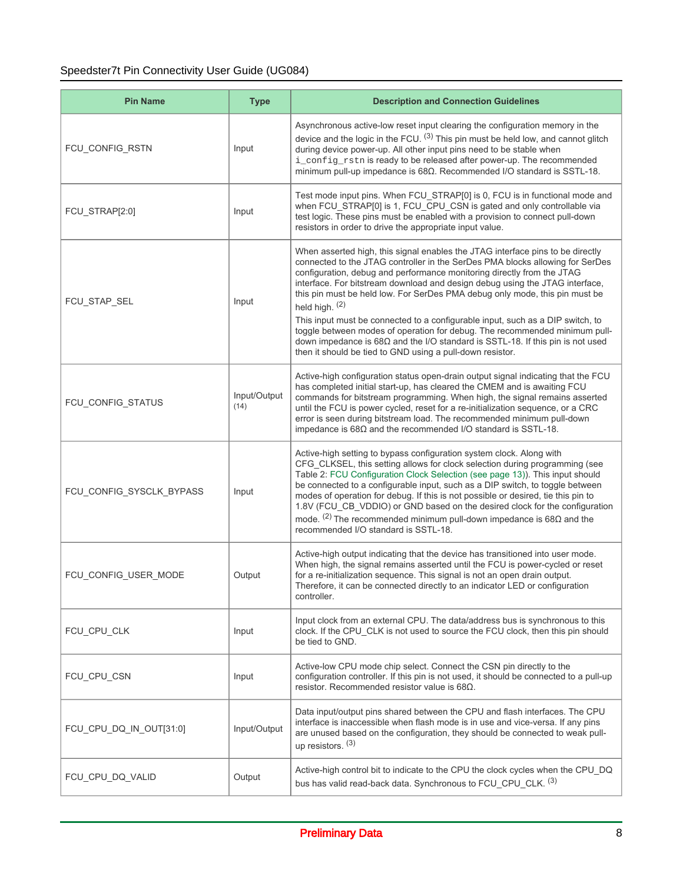| Pin Name | Type | Description and Connection Guidelines |
|---|---|---|
| FCU_CONFIG_RSTN | Input | Asynchronous active-low reset input clearing the configuration memory in the device and the logic in the FCU. (3) This pin must be held low, and cannot glitch during device power-up. All other input pins need to be stable when `i_config_rstn` is ready to be released after power-up. The recommended minimum pull-up impedance is 68Ω. Recommended I/O standard is SSTL-18. |
| FCU_STRAP[2:0] | Input | Test mode input pins. When FCU_STRAP[0] is 0, FCU is in functional mode and when FCU_STRAP[0] is 1, FCU_CPU_CSN is gated and only controllable via test logic. These pins must be enabled with a provision to connect pull-down resistors in order to drive the appropriate input value. |
| FCU_STAP_SEL | Input | When asserted high, this signal enables the JTAG interface pins to be directly connected to the JTAG controller in the SerDes PMA blocks allowing for SerDes configuration, debug and performance monitoring directly from the JTAG interface. For bitstream download and design debug using the JTAG interface, this pin must be held low. For SerDes PMA debug only mode, this pin must be held high. (2)<br>This input must be connected to a configurable input, such as a DIP switch, to toggle between modes of operation for debug. The recommended minimum pull-down impedance is 68Ω and the I/O standard is SSTL-18. If this pin is not used then it should be tied to GND using a pull-down resistor. |
| FCU_CONFIG_STATUS | Input/Output (14) | Active-high configuration status open-drain output signal indicating that the FCU has completed initial start-up, has cleared the CMEM and is awaiting FCU commands for bitstream programming. When high, the signal remains asserted until the FCU is power cycled, reset for a re-initialization sequence, or a CRC error is seen during bitstream load. The recommended minimum pull-down impedance is 68Ω and the recommended I/O standard is SSTL-18. |
| FCU_CONFIG_SYSCLK_BYPASS | Input | Active-high setting to bypass configuration system clock. Along with CFG_CLKSEL, this setting allows for clock selection during programming (see Table 2: FCU Configuration Clock Selection (see page 13)). This input should be connected to a configurable input, such as a DIP switch, to toggle between modes of operation for debug. If this is not possible or desired, tie this pin to 1.8V (FCU_CB_VDDIO) or GND based on the desired clock for the configuration mode. (2) The recommended minimum pull-down impedance is 68Ω and the recommended I/O standard is SSTL-18. |
| FCU_CONFIG_USER_MODE | Output | Active-high output indicating that the device has transitioned into user mode. When high, the signal remains asserted until the FCU is power-cycled or reset for a re-initialization sequence. This signal is not an open drain output. Therefore, it can be connected directly to an indicator LED or configuration controller. |
| FCU_CPU_CLK | Input | Input clock from an external CPU. The data/address bus is synchronous to this clock. If the CPU_CLK is not used to source the FCU clock, then this pin should be tied to GND. |
| FCU_CPU_CSN | Input | Active-low CPU mode chip select. Connect the CSN pin directly to the configuration controller. If this pin is not used, it should be connected to a pull-up resistor. Recommended resistor value is 68Ω. |
| FCU_CPU_DQ_IN_OUT[31:0] | Input/Output | Data input/output pins shared between the CPU and flash interfaces. The CPU interface is inaccessible when flash mode is in use and vice-versa. If any pins are unused based on the configuration, they should be connected to weak pull-up resistors. (3) |
| FCU_CPU_DQ_VALID | Output | Active-high control bit to indicate to the CPU the clock cycles when the CPU_DQ bus has valid read-back data. Synchronous to FCU_CPU_CLK. (3) |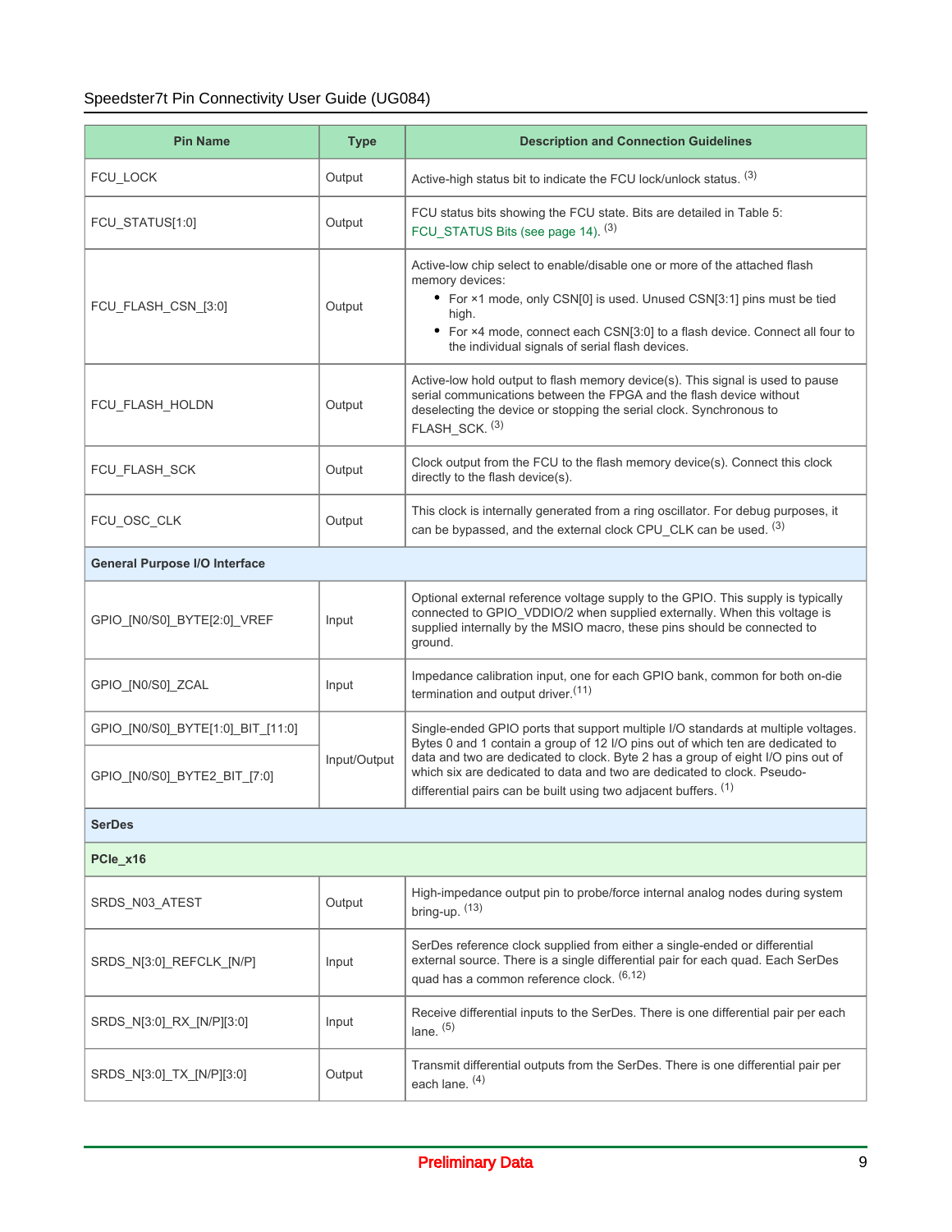| Pin Name | Type | Description and Connection Guidelines |
|---|---|---|
| FCU_LOCK | Output | Active-high status bit to indicate the FCU lock/unlock status. [3] |
| FCU_STATUS[1:0] | Output | FCU status bits showing the FCU state. Bits are detailed in Table 5: FCU_STATUS Bits (see page 14). [3] |
| FCU_FLASH_CSN_[3:0] | Output | Active-low chip select to enable/disable one or more of the attached flash memory devices:<br>• For ×1 mode, only CSN[0] is used. Unused CSN[3:1] pins must be tied high.<br>• For ×4 mode, connect each CSN[3:0] to a flash device. Connect all four to the individual signals of serial flash devices. |
| FCU_FLASH_HOLDN | Output | Active-low hold output to flash memory device(s). This signal is used to pause serial communications between the FPGA and the flash device without deselecting the device or stopping the serial clock. Synchronous to FLASH_SCK. [3] |
| FCU_FLASH_SCK | Output | Clock output from the FCU to the flash memory device(s). Connect this clock directly to the flash device(s). |
| FCU_OSC_CLK | Output | This clock is internally generated from a ring oscillator. For debug purposes, it can be bypassed, and the external clock CPU_CLK can be used. [3] |
| **General Purpose I/O Interface** | | |
| GPIO_[N0/S0]_BYTE[2:0]_VREF | Input | Optional external reference voltage supply to the GPIO. This supply is typically connected to GPIO_VDDIO/2 when supplied externally. When this voltage is supplied internally by the MSIO macro, these pins should be connected to ground. |
| GPIO_[N0/S0]_ZCAL | Input | Impedance calibration input, one for each GPIO bank, common for both on-die termination and output driver.[11] |
| GPIO_[N0/S0]_BYTE[1:0]_BIT_[11:0] | Input/Output | Single-ended GPIO ports that support multiple I/O standards at multiple voltages. Bytes 0 and 1 contain a group of 12 I/O pins out of which ten are dedicated to data and two are dedicated to clock. Byte 2 has a group of eight I/O pins out of which six are dedicated to data and two are dedicated to clock. Pseudo-differential pairs can be built using two adjacent buffers. [1] |
| GPIO_[N0/S0]_BYTE2_BIT_[7:0] | | |
| **SerDes** | | |
| **PCIe_x16** | | |
| SRDS_N03_ATEST | Output | High-impedance output pin to probe/force internal analog nodes during system bring-up. [13] |
| SRDS_N[3:0]_REFCLK_[N/P] | Input | SerDes reference clock supplied from either a single-ended or differential external source. There is a single differential pair for each quad. Each SerDes quad has a common reference clock. [6,12] |
| SRDS_N[3:0]_RX_[N/P][3:0] | Input | Receive differential inputs to the SerDes. There is one differential pair per each lane. [5] |
| SRDS_N[3:0]_TX_[N/P][3:0] | Output | Transmit differential outputs from the SerDes. There is one differential pair per each lane. [4] |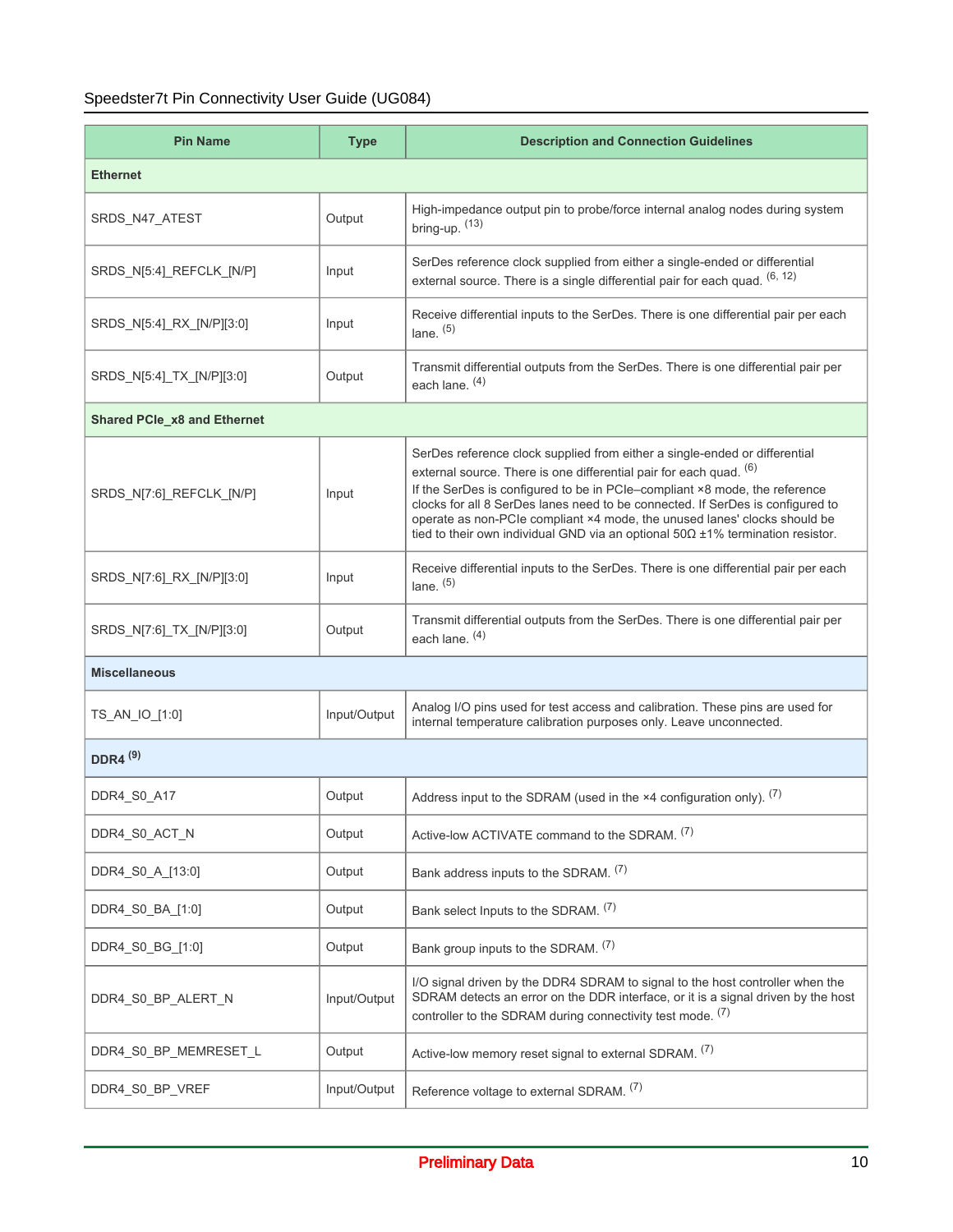| Pin Name | Type | Description and Connection Guidelines |
|---|---|---|
| **Ethernet** | | |
| SRDS_N47_ATEST | Output | High-impedance output pin to probe/force internal analog nodes during system bring-up. (13) |
| SRDS_N[5:4]_REFCLK_[N/P] | Input | SerDes reference clock supplied from either a single-ended or differential external source. There is a single differential pair for each quad. (6, 12) |
| SRDS_N[5:4]_RX_[N/P][3:0] | Input | Receive differential inputs to the SerDes. There is one differential pair per each lane. (5) |
| SRDS_N[5:4]_TX_[N/P][3:0] | Output | Transmit differential outputs from the SerDes. There is one differential pair per each lane. (4) |
| **Shared PCIe_x8 and Ethernet** | | |
| SRDS_N[7:6]_REFCLK_[N/P] | Input | SerDes reference clock supplied from either a single-ended or differential external source. There is one differential pair for each quad. (6) If the SerDes is configured to be in PCIe–compliant ×8 mode, the reference clocks for all 8 SerDes lanes need to be connected. If SerDes is configured to operate as non-PCIe compliant ×4 mode, the unused lanes' clocks should be tied to their own individual GND via an optional 50Ω ±1% termination resistor. |
| SRDS_N[7:6]_RX_[N/P][3:0] | Input | Receive differential inputs to the SerDes. There is one differential pair per each lane. (5) |
| SRDS_N[7:6]_TX_[N/P][3:0] | Output | Transmit differential outputs from the SerDes. There is one differential pair per each lane. (4) |
| **Miscellaneous** | | |
| TS_AN_IO_[1:0] | Input/Output | Analog I/O pins used for test access and calibration. These pins are used for internal temperature calibration purposes only. Leave unconnected. |
| **DDR4 (9)** | | |
| DDR4_S0_A17 | Output | Address input to the SDRAM (used in the ×4 configuration only). (7) |
| DDR4_S0_ACT_N | Output | Active-low ACTIVATE command to the SDRAM. (7) |
| DDR4_S0_A_[13:0] | Output | Bank address inputs to the SDRAM. (7) |
| DDR4_S0_BA_[1:0] | Output | Bank select Inputs to the SDRAM. (7) |
| DDR4_S0_BG_[1:0] | Output | Bank group inputs to the SDRAM. (7) |
| DDR4_S0_BP_ALERT_N | Input/Output | I/O signal driven by the DDR4 SDRAM to signal to the host controller when the SDRAM detects an error on the DDR interface, or it is a signal driven by the host controller to the SDRAM during connectivity test mode. (7) |
| DDR4_S0_BP_MEMRESET_L | Output | Active-low memory reset signal to external SDRAM. (7) |
| DDR4_S0_BP_VREF | Input/Output | Reference voltage to external SDRAM. (7) |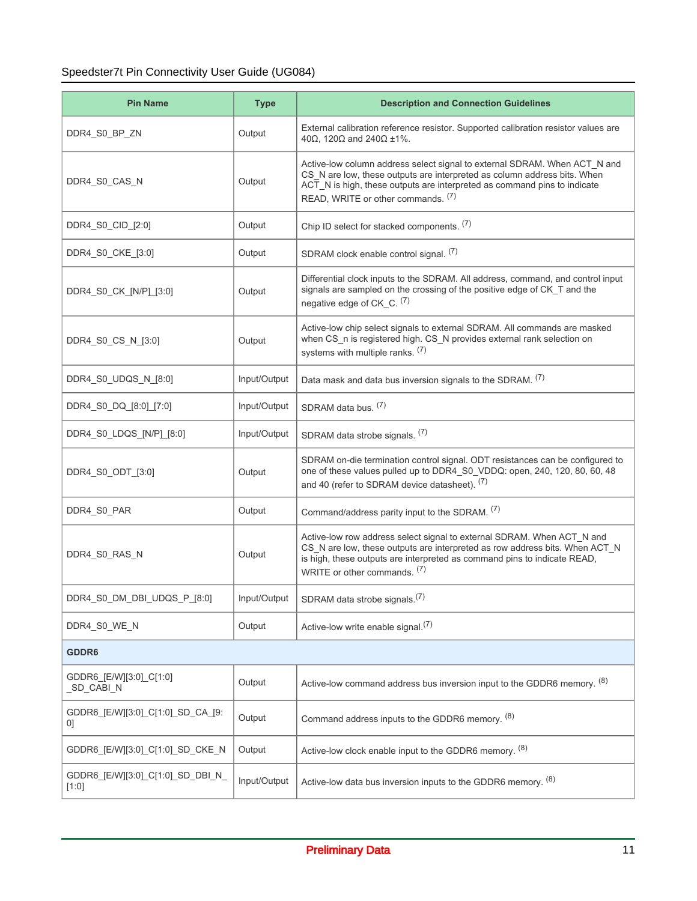| Pin Name | Type | Description and Connection Guidelines |
|---|---|---|
| DDR4_S0_BP_ZN | Output | External calibration reference resistor. Supported calibration resistor values are 40Ω, 120Ω and 240Ω ±1%. |
| DDR4_S0_CAS_N | Output | Active-low column address select signal to external SDRAM. When ACT_N and CS_N are low, these outputs are interpreted as column address bits. When ACT_N is high, these outputs are interpreted as command pins to indicate READ, WRITE or other commands. (7) |
| DDR4_S0_CID_[2:0] | Output | Chip ID select for stacked components. (7) |
| DDR4_S0_CKE_[3:0] | Output | SDRAM clock enable control signal. (7) |
| DDR4_S0_CK_[N/P]_[3:0] | Output | Differential clock inputs to the SDRAM. All address, command, and control input signals are sampled on the crossing of the positive edge of CK_T and the negative edge of CK_C. (7) |
| DDR4_S0_CS_N_[3:0] | Output | Active-low chip select signals to external SDRAM. All commands are masked when CS_n is registered high. CS_N provides external rank selection on systems with multiple ranks. (7) |
| DDR4_S0_UDQS_N_[8:0] | Input/Output | Data mask and data bus inversion signals to the SDRAM. (7) |
| DDR4_S0_DQ_[8:0]_[7:0] | Input/Output | SDRAM data bus. (7) |
| DDR4_S0_LDQS_[N/P]_[8:0] | Input/Output | SDRAM data strobe signals. (7) |
| DDR4_S0_ODT_[3:0] | Output | SDRAM on-die termination control signal. ODT resistances can be configured to one of these values pulled up to DDR4_S0_VDDQ: open, 240, 120, 80, 60, 48 and 40 (refer to SDRAM device datasheet). (7) |
| DDR4_S0_PAR | Output | Command/address parity input to the SDRAM. (7) |
| DDR4_S0_RAS_N | Output | Active-low row address select signal to external SDRAM. When ACT_N and CS_N are low, these outputs are interpreted as row address bits. When ACT_N is high, these outputs are interpreted as command pins to indicate READ, WRITE or other commands. (7) |
| DDR4_S0_DM_DBI_UDQS_P_[8:0] | Input/Output | SDRAM data strobe signals.(7) |
| DDR4_S0_WE_N | Output | Active-low write enable signal.(7) |
| **GDDR6** | | |
| GDDR6_[E/W][3:0]_C[1:0]_SD_CABI_N | Output | Active-low command address bus inversion input to the GDDR6 memory. (8) |
| GDDR6_[E/W][3:0]_C[1:0]_SD_CA_[9:0] | Output | Command address inputs to the GDDR6 memory. (8) |
| GDDR6_[E/W][3:0]_C[1:0]_SD_CKE_N | Output | Active-low clock enable input to the GDDR6 memory. (8) |
| GDDR6_[E/W][3:0]_C[1:0]_SD_DBI_N_[1:0] | Input/Output | Active-low data bus inversion inputs to the GDDR6 memory. (8) |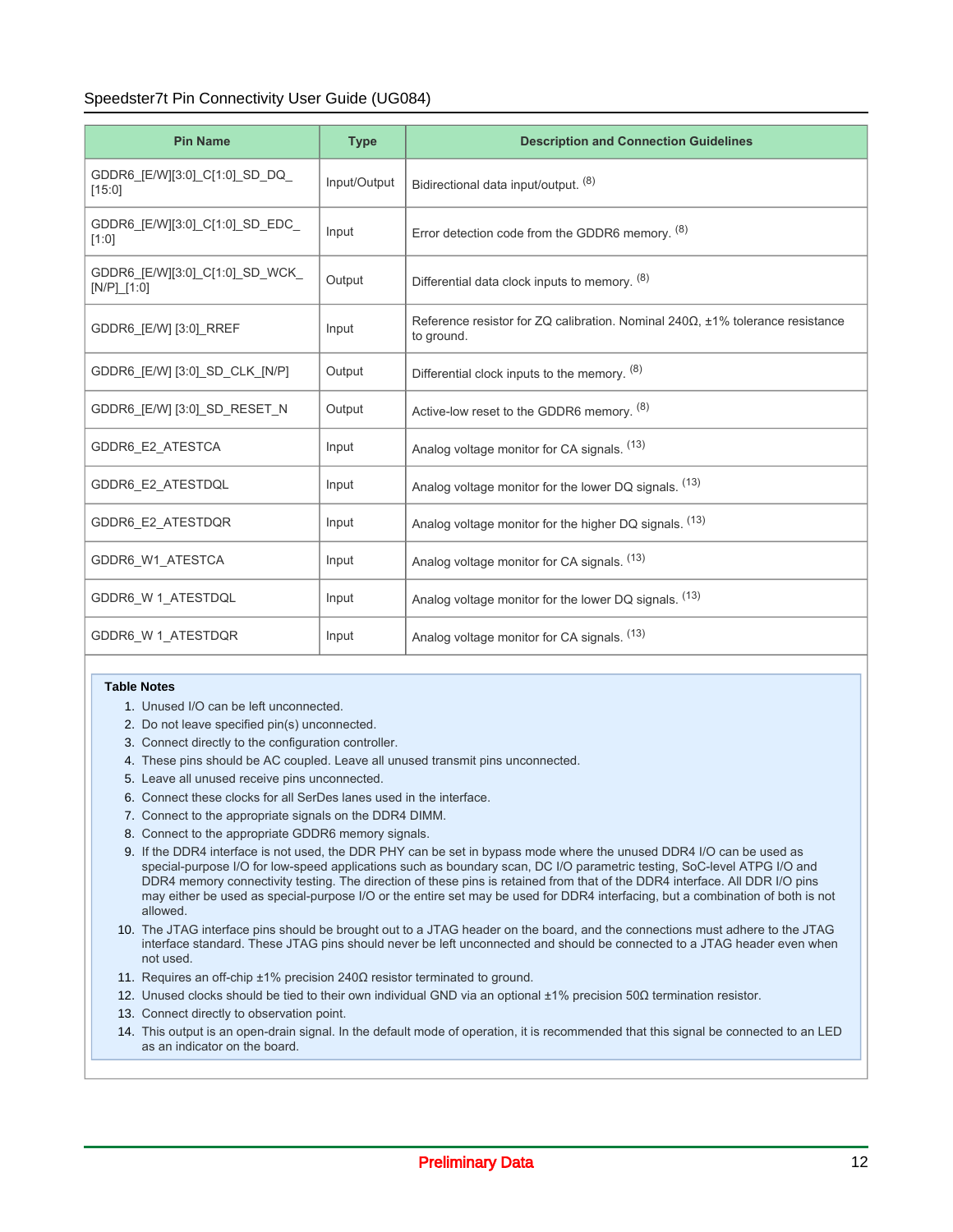| Pin Name | Type | Description and Connection Guidelines |
| --- | --- | --- |
| GDDR6_[E/W][3:0]_C[1:0]_SD_DQ_[15:0] | Input/Output | Bidirectional data input/output. (8) |
| GDDR6_[E/W][3:0]_C[1:0]_SD_EDC_[1:0] | Input | Error detection code from the GDDR6 memory. (8) |
| GDDR6_[E/W][3:0]_C[1:0]_SD_WCK_[N/P]_[1:0] | Output | Differential data clock inputs to memory. (8) |
| GDDR6_[E/W] [3:0]_RREF | Input | Reference resistor for ZQ calibration. Nominal 240Ω, ±1% tolerance resistance to ground. |
| GDDR6_[E/W] [3:0]_SD_CLK_[N/P] | Output | Differential clock inputs to the memory. (8) |
| GDDR6_[E/W] [3:0]_SD_RESET_N | Output | Active-low reset to the GDDR6 memory. (8) |
| GDDR6_E2_ATESTCA | Input | Analog voltage monitor for CA signals. (13) |
| GDDR6_E2_ATESTDQL | Input | Analog voltage monitor for the lower DQ signals. (13) |
| GDDR6_E2_ATESTDQR | Input | Analog voltage monitor for the higher DQ signals. (13) |
| GDDR6_W1_ATESTCA | Input | Analog voltage monitor for CA signals. (13) |
| GDDR6_W 1_ATESTDQL | Input | Analog voltage monitor for the lower DQ signals. (13) |
| GDDR6_W 1_ATESTDQR | Input | Analog voltage monitor for CA signals. (13) |

**Table Notes**

1. Unused I/O can be left unconnected.
2. Do not leave specified pin(s) unconnected.
3. Connect directly to the configuration controller.
4. These pins should be AC coupled. Leave all unused transmit pins unconnected.
5. Leave all unused receive pins unconnected.
6. Connect these clocks for all SerDes lanes used in the interface.
7. Connect to the appropriate signals on the DDR4 DIMM.
8. Connect to the appropriate GDDR6 memory signals.
9. If the DDR4 interface is not used, the DDR PHY can be set in bypass mode where the unused DDR4 I/O can be used as special-purpose I/O for low-speed applications such as boundary scan, DC I/O parametric testing, SoC-level ATPG I/O and DDR4 memory connectivity testing. The direction of these pins is retained from that of the DDR4 interface. All DDR I/O pins may either be used as special-purpose I/O or the entire set may be used for DDR4 interfacing, but a combination of both is not allowed.
10. The JTAG interface pins should be brought out to a JTAG header on the board, and the connections must adhere to the JTAG interface standard. These JTAG pins should never be left unconnected and should be connected to a JTAG header even when not used.
11. Requires an off-chip ±1% precision 240Ω resistor terminated to ground.
12. Unused clocks should be tied to their own individual GND via an optional ±1% precision 50Ω termination resistor.
13. Connect directly to observation point.
14. This output is an open-drain signal. In the default mode of operation, it is recommended that this signal be connected to an LED as an indicator on the board.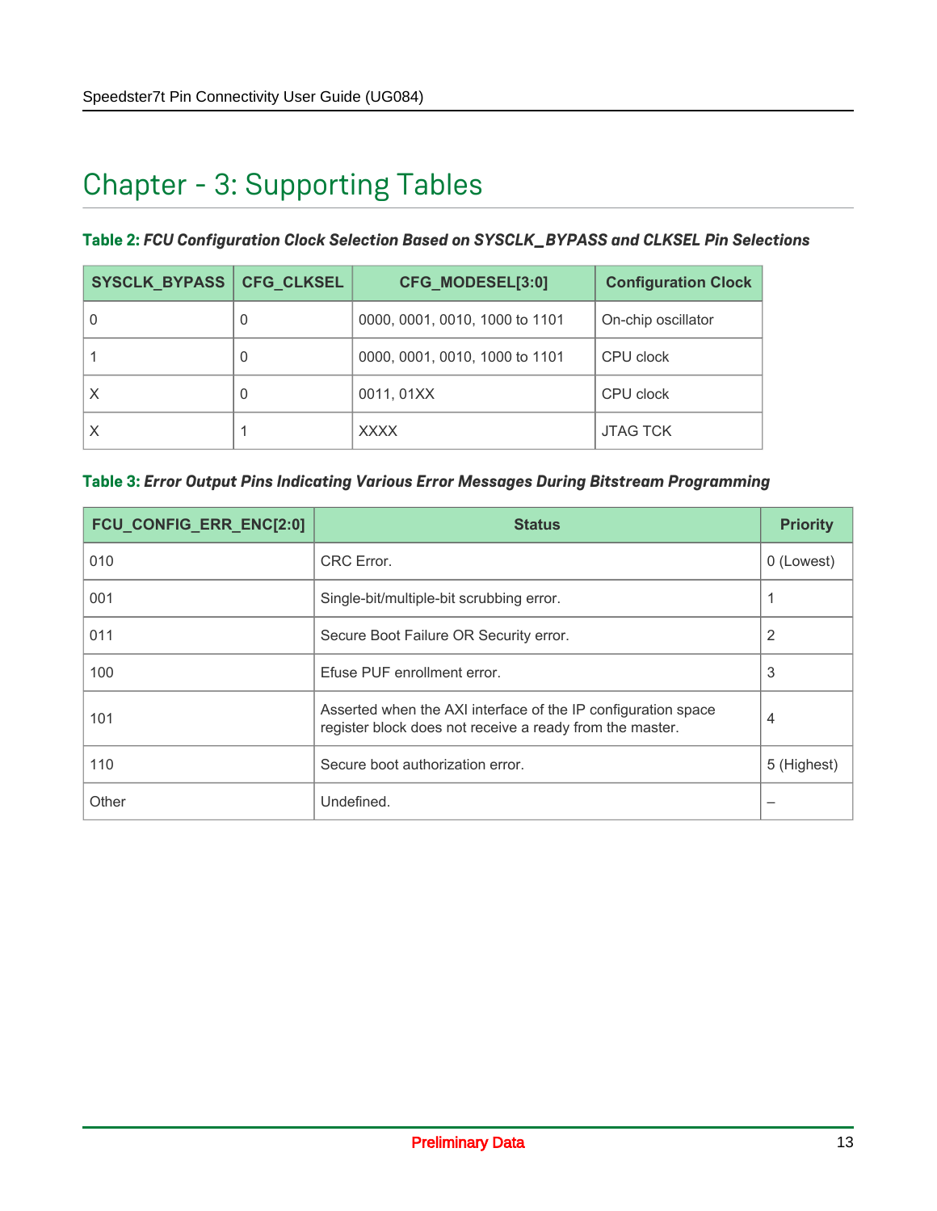# Chapter - 3: Supporting Tables

**Table 2:** ***FCU Configuration Clock Selection Based on SYSCLK_BYPASS and CLKSEL Pin Selections***

| SYSCLK_BYPASS | CFG_CLKSEL | CFG_MODESEL[3:0] | Configuration Clock |
|---|---|---|---|
| 0 | 0 | 0000, 0001, 0010, 1000 to 1101 | On-chip oscillator |
| 1 | 0 | 0000, 0001, 0010, 1000 to 1101 | CPU clock |
| X | 0 | 0011, 01XX | CPU clock |
| X | 1 | XXXX | JTAG TCK |

**Table 3:** ***Error Output Pins Indicating Various Error Messages During Bitstream Programming***

| FCU_CONFIG_ERR_ENC[2:0] | Status | Priority |
|---|---|---|
| 010 | CRC Error. | 0 (Lowest) |
| 001 | Single-bit/multiple-bit scrubbing error. | 1 |
| 011 | Secure Boot Failure OR Security error. | 2 |
| 100 | Efuse PUF enrollment error. | 3 |
| 101 | Asserted when the AXI interface of the IP configuration space register block does not receive a ready from the master. | 4 |
| 110 | Secure boot authorization error. | 5 (Highest) |
| Other | Undefined. | – |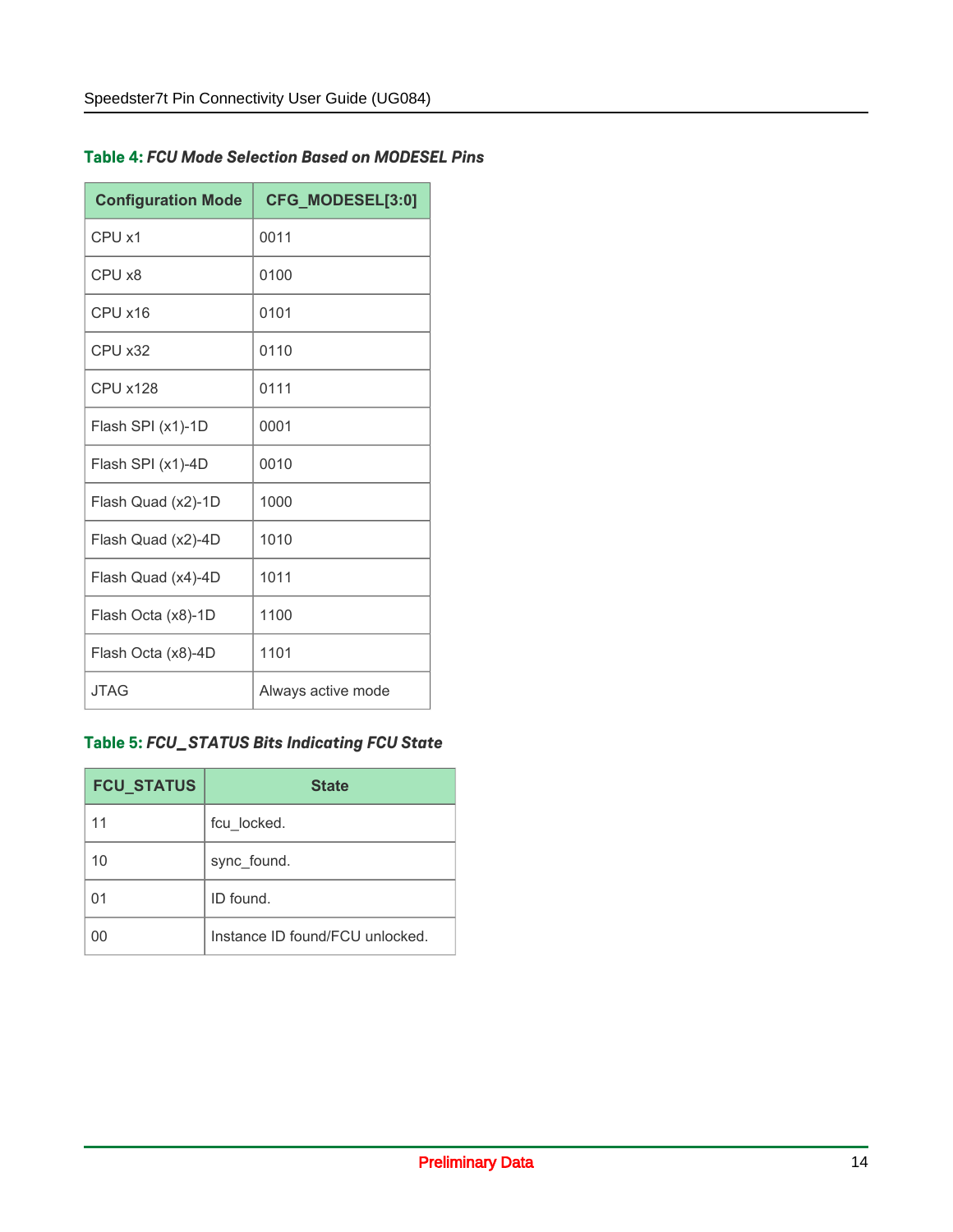**Table 4:** ***FCU Mode Selection Based on MODESEL Pins***

| Configuration Mode | CFG_MODESEL[3:0] |
|---|---|
| CPU x1 | 0011 |
| CPU x8 | 0100 |
| CPU x16 | 0101 |
| CPU x32 | 0110 |
| CPU x128 | 0111 |
| Flash SPI (x1)-1D | 0001 |
| Flash SPI (x1)-4D | 0010 |
| Flash Quad (x2)-1D | 1000 |
| Flash Quad (x2)-4D | 1010 |
| Flash Quad (x4)-4D | 1011 |
| Flash Octa (x8)-1D | 1100 |
| Flash Octa (x8)-4D | 1101 |
| JTAG | Always active mode |

**Table 5:** ***FCU_STATUS Bits Indicating FCU State***

| FCU_STATUS | State |
|---|---|
| 11 | fcu_locked. |
| 10 | sync_found. |
| 01 | ID found. |
| 00 | Instance ID found/FCU unlocked. |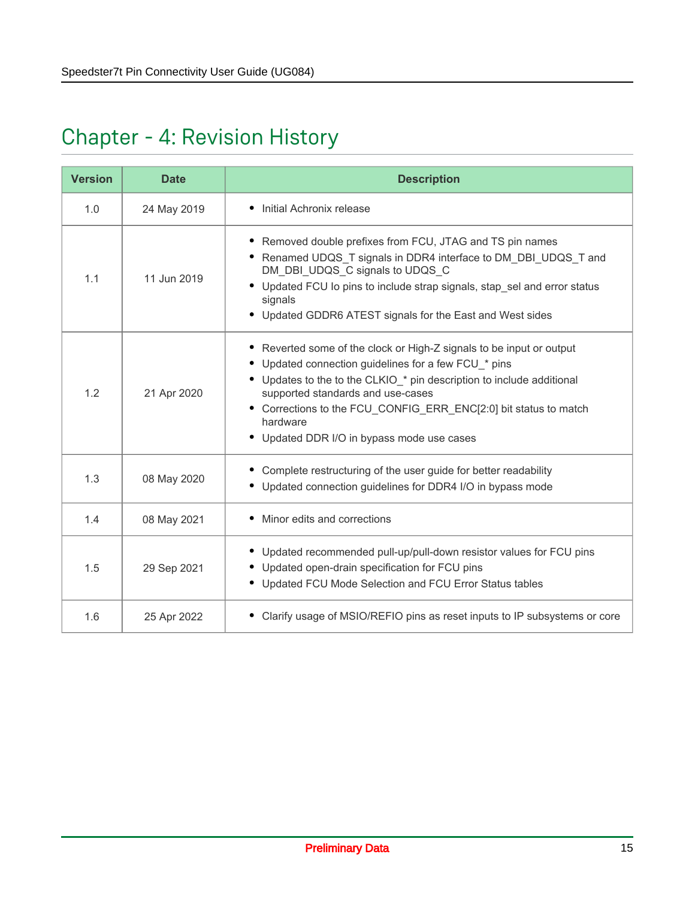# Chapter - 4: Revision History

| Version | Date | Description |
|---|---|---|
| 1.0 | 24 May 2019 | • Initial Achronix release |
| 1.1 | 11 Jun 2019 | • Removed double prefixes from FCU, JTAG and TS pin names<br>• Renamed UDQS_T signals in DDR4 interface to DM_DBI_UDQS_T and DM_DBI_UDQS_C signals to UDQS_C<br>• Updated FCU Io pins to include strap signals, stap_sel and error status signals<br>• Updated GDDR6 ATEST signals for the East and West sides |
| 1.2 | 21 Apr 2020 | • Reverted some of the clock or High-Z signals to be input or output<br>• Updated connection guidelines for a few FCU_* pins<br>• Updates to the to the CLKIO_* pin description to include additional supported standards and use-cases<br>• Corrections to the FCU_CONFIG_ERR_ENC[2:0] bit status to match hardware<br>• Updated DDR I/O in bypass mode use cases |
| 1.3 | 08 May 2020 | • Complete restructuring of the user guide for better readability<br>• Updated connection guidelines for DDR4 I/O in bypass mode |
| 1.4 | 08 May 2021 | • Minor edits and corrections |
| 1.5 | 29 Sep 2021 | • Updated recommended pull-up/pull-down resistor values for FCU pins<br>• Updated open-drain specification for FCU pins<br>• Updated FCU Mode Selection and FCU Error Status tables |
| 1.6 | 25 Apr 2022 | • Clarify usage of MSIO/REFIO pins as reset inputs to IP subsystems or core |